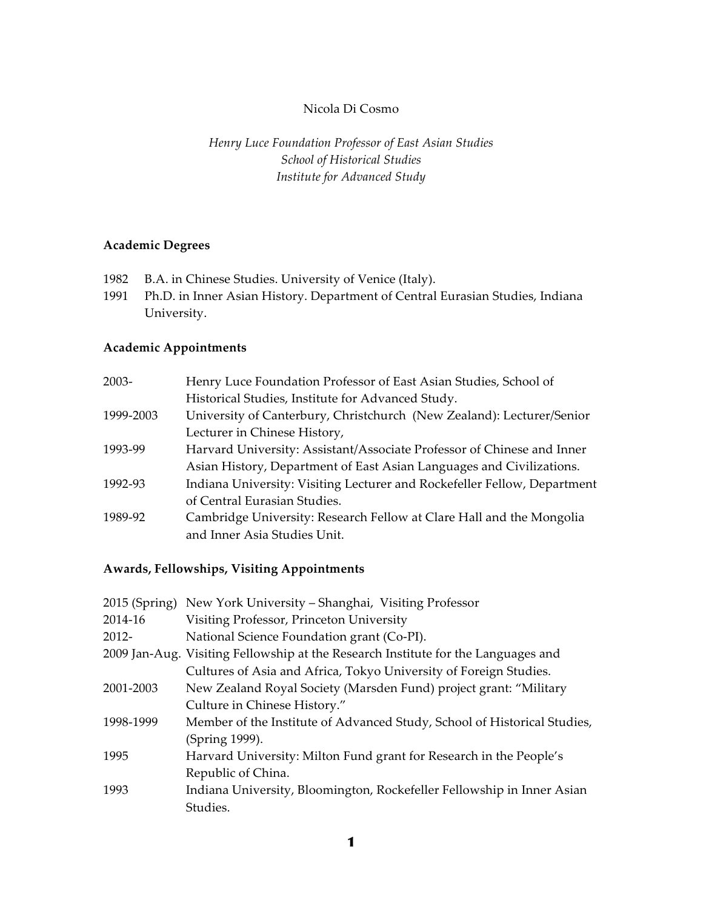Nicola Di Cosmo

*Henry Luce Foundation Professor of East Asian Studies*
*School of Historical Studies*
*Institute for Advanced Study*

## Academic Degrees

1982 B.A. in Chinese Studies. University of Venice (Italy).

1991 Ph.D. in Inner Asian History. Department of Central Eurasian Studies, Indiana University.

## Academic Appointments

| | |
|---|---|
| 2003- | Henry Luce Foundation Professor of East Asian Studies, School of Historical Studies, Institute for Advanced Study. |
| 1999-2003 | University of Canterbury, Christchurch (New Zealand): Lecturer/Senior Lecturer in Chinese History, |
| 1993-99 | Harvard University: Assistant/Associate Professor of Chinese and Inner Asian History, Department of East Asian Languages and Civilizations. |
| 1992-93 | Indiana University: Visiting Lecturer and Rockefeller Fellow, Department of Central Eurasian Studies. |
| 1989-92 | Cambridge University: Research Fellow at Clare Hall and the Mongolia and Inner Asia Studies Unit. |

## Awards, Fellowships, Visiting Appointments

| | |
|---|---|
| 2015 (Spring) | New York University – Shanghai, Visiting Professor |
| 2014-16 | Visiting Professor, Princeton University |
| 2012- | National Science Foundation grant (Co-PI). |
| 2009 Jan-Aug. | Visiting Fellowship at the Research Institute for the Languages and Cultures of Asia and Africa, Tokyo University of Foreign Studies. |
| 2001-2003 | New Zealand Royal Society (Marsden Fund) project grant: "Military Culture in Chinese History." |
| 1998-1999 | Member of the Institute of Advanced Study, School of Historical Studies, (Spring 1999). |
| 1995 | Harvard University: Milton Fund grant for Research in the People's Republic of China. |
| 1993 | Indiana University, Bloomington, Rockefeller Fellowship in Inner Asian Studies. |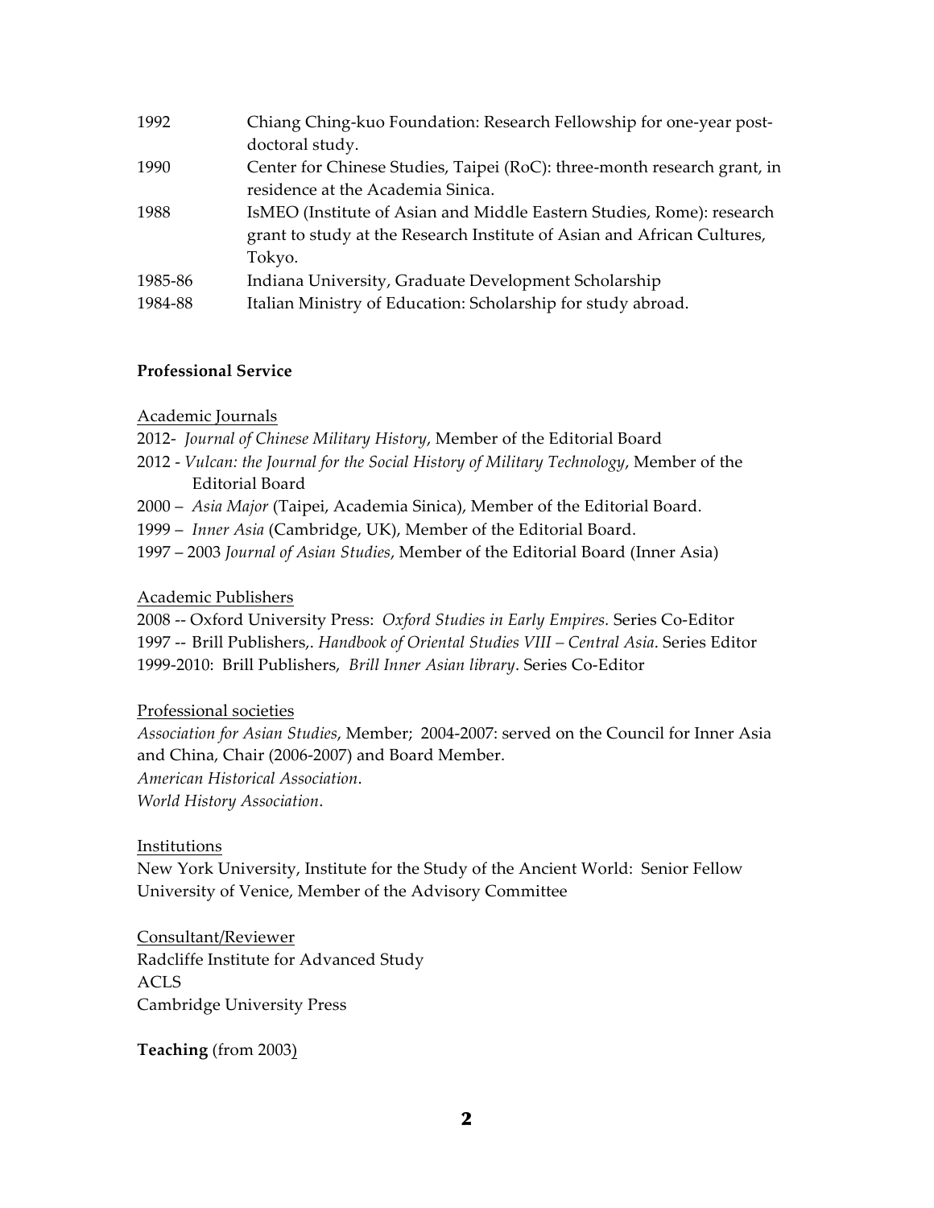| | |
|---|---|
| 1992 | Chiang Ching-kuo Foundation: Research Fellowship for one-year post-doctoral study. |
| 1990 | Center for Chinese Studies, Taipei (RoC): three-month research grant, in residence at the Academia Sinica. |
| 1988 | IsMEO (Institute of Asian and Middle Eastern Studies, Rome): research grant to study at the Research Institute of Asian and African Cultures, Tokyo. |
| 1985-86 | Indiana University, Graduate Development Scholarship |
| 1984-88 | Italian Ministry of Education: Scholarship for study abroad. |

**Professional Service**

Academic Journals

2012- *Journal of Chinese Military History*, Member of the Editorial Board

2012 - *Vulcan: the Journal for the Social History of Military Technology*, Member of the Editorial Board

2000 – *Asia Major* (Taipei, Academia Sinica), Member of the Editorial Board.

1999 – *Inner Asia* (Cambridge, UK), Member of the Editorial Board.

1997 – 2003 *Journal of Asian Studies*, Member of the Editorial Board (Inner Asia)

Academic Publishers

2008 -- Oxford University Press: *Oxford Studies in Early Empires.* Series Co-Editor

1997 -- Brill Publishers,. *Handbook of Oriental Studies VIII – Central Asia*. Series Editor

1999-2010: Brill Publishers, *Brill Inner Asian library*. Series Co-Editor

Professional societies

*Association for Asian Studies*, Member; 2004-2007: served on the Council for Inner Asia and China, Chair (2006-2007) and Board Member.

*American Historical Association*.

*World History Association*.

Institutions

New York University, Institute for the Study of the Ancient World: Senior Fellow

University of Venice, Member of the Advisory Committee

Consultant/Reviewer

Radcliffe Institute for Advanced Study

ACLS

Cambridge University Press

**Teaching** (from 2003)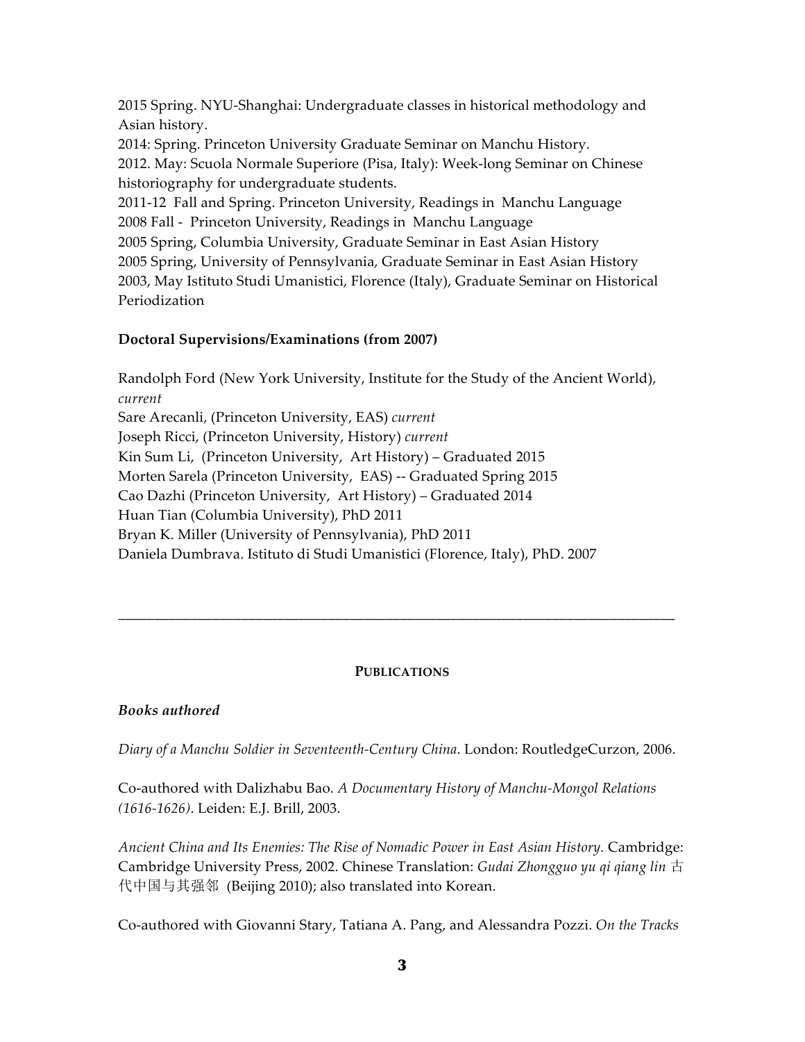2015 Spring. NYU-Shanghai: Undergraduate classes in historical methodology and Asian history.
2014: Spring. Princeton University Graduate Seminar on Manchu History.
2012. May: Scuola Normale Superiore (Pisa, Italy): Week-long Seminar on Chinese historiography for undergraduate students.
2011-12 Fall and Spring. Princeton University, Readings in Manchu Language
2008 Fall - Princeton University, Readings in Manchu Language
2005 Spring, Columbia University, Graduate Seminar in East Asian History
2005 Spring, University of Pennsylvania, Graduate Seminar in East Asian History
2003, May Istituto Studi Umanistici, Florence (Italy), Graduate Seminar on Historical Periodization

**Doctoral Supervisions/Examinations (from 2007)**

Randolph Ford (New York University, Institute for the Study of the Ancient World), *current*
Sare Arecanli, (Princeton University, EAS) *current*
Joseph Ricci, (Princeton University, History) *current*
Kin Sum Li, (Princeton University, Art History) – Graduated 2015
Morten Sarela (Princeton University, EAS) -- Graduated Spring 2015
Cao Dazhi (Princeton University, Art History) – Graduated 2014
Huan Tian (Columbia University), PhD 2011
Bryan K. Miller (University of Pennsylvania), PhD 2011
Daniela Dumbrava. Istituto di Studi Umanistici (Florence, Italy), PhD. 2007

---

## PUBLICATIONS

### *Books authored*

*Diary of a Manchu Soldier in Seventeenth-Century China*. London: RoutledgeCurzon, 2006.

Co-authored with Dalizhabu Bao. *A Documentary History of Manchu-Mongol Relations (1616-1626)*. Leiden: E.J. Brill, 2003.

*Ancient China and Its Enemies: The Rise of Nomadic Power in East Asian History.* Cambridge: Cambridge University Press, 2002. Chinese Translation: *Gudai Zhongguo yu qi qiang lin* 古代中国与其强邻 (Beijing 2010); also translated into Korean.

Co-authored with Giovanni Stary, Tatiana A. Pang, and Alessandra Pozzi. *On the Tracks*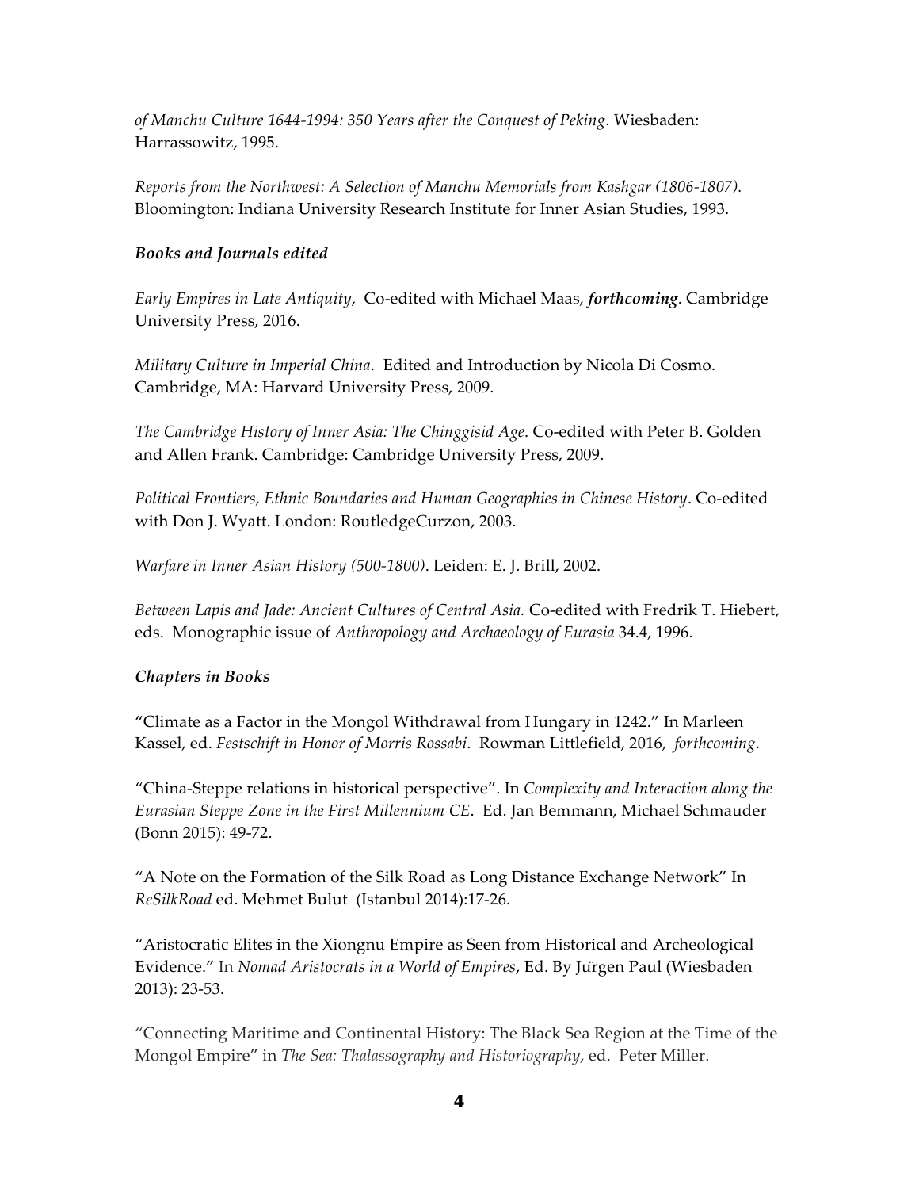*of Manchu Culture 1644-1994: 350 Years after the Conquest of Peking*. Wiesbaden: Harrassowitz, 1995.

*Reports from the Northwest: A Selection of Manchu Memorials from Kashgar (1806-1807).* Bloomington: Indiana University Research Institute for Inner Asian Studies, 1993.

***Books and Journals edited***

*Early Empires in Late Antiquity*, Co-edited with Michael Maas, ***forthcoming***. Cambridge University Press, 2016.

*Military Culture in Imperial China*. Edited and Introduction by Nicola Di Cosmo. Cambridge, MA: Harvard University Press, 2009.

*The Cambridge History of Inner Asia: The Chinggisid Age*. Co-edited with Peter B. Golden and Allen Frank. Cambridge: Cambridge University Press, 2009.

*Political Frontiers, Ethnic Boundaries and Human Geographies in Chinese History*. Co-edited with Don J. Wyatt. London: RoutledgeCurzon, 2003.

*Warfare in Inner Asian History (500-1800)*. Leiden: E. J. Brill, 2002.

*Between Lapis and Jade: Ancient Cultures of Central Asia.* Co-edited with Fredrik T. Hiebert, eds. Monographic issue of *Anthropology and Archaeology of Eurasia* 34.4, 1996.

***Chapters in Books***

"Climate as a Factor in the Mongol Withdrawal from Hungary in 1242." In Marleen Kassel, ed. *Festschift in Honor of Morris Rossabi*. Rowman Littlefield, 2016, *forthcoming*.

"China-Steppe relations in historical perspective". In *Complexity and Interaction along the Eurasian Steppe Zone in the First Millennium CE*. Ed. Jan Bemmann, Michael Schmauder (Bonn 2015): 49-72.

"A Note on the Formation of the Silk Road as Long Distance Exchange Network" In *ReSilkRoad* ed. Mehmet Bulut (Istanbul 2014):17-26.

"Aristocratic Elites in the Xiongnu Empire as Seen from Historical and Archeological Evidence." In *Nomad Aristocrats in a World of Empires*, Ed. By Jürgen Paul (Wiesbaden 2013): 23-53.

"Connecting Maritime and Continental History: The Black Sea Region at the Time of the Mongol Empire" in *The Sea: Thalassography and Historiography*, ed. Peter Miller.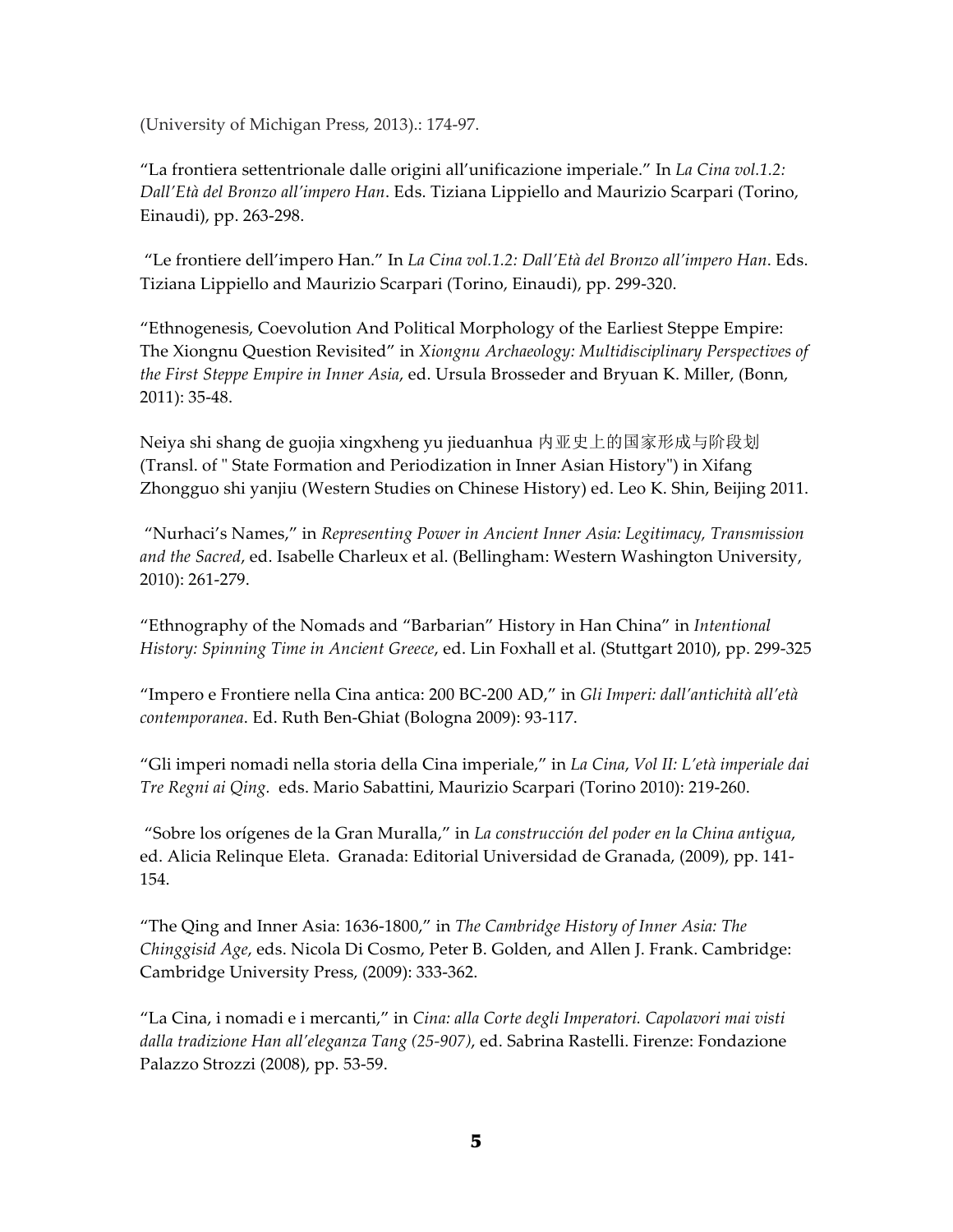(University of Michigan Press, 2013).: 174-97.

"La frontiera settentrionale dalle origini all'unificazione imperiale." In *La Cina vol.1.2: Dall'Età del Bronzo all'impero Han*. Eds. Tiziana Lippiello and Maurizio Scarpari (Torino, Einaudi), pp. 263-298.

"Le frontiere dell'impero Han." In *La Cina vol.1.2: Dall'Età del Bronzo all'impero Han*. Eds. Tiziana Lippiello and Maurizio Scarpari (Torino, Einaudi), pp. 299-320.

"Ethnogenesis, Coevolution And Political Morphology of the Earliest Steppe Empire: The Xiongnu Question Revisited" in *Xiongnu Archaeology: Multidisciplinary Perspectives of the First Steppe Empire in Inner Asia*, ed. Ursula Brosseder and Bryuan K. Miller, (Bonn, 2011): 35-48.

Neiya shi shang de guojia xingxheng yu jieduanhua 内亚史上的国家形成与阶段划 (Transl. of " State Formation and Periodization in Inner Asian History") in Xifang Zhongguo shi yanjiu (Western Studies on Chinese History) ed. Leo K. Shin, Beijing 2011.

"Nurhaci's Names," in *Representing Power in Ancient Inner Asia: Legitimacy, Transmission and the Sacred*, ed. Isabelle Charleux et al. (Bellingham: Western Washington University, 2010): 261-279.

"Ethnography of the Nomads and "Barbarian" History in Han China" in *Intentional History: Spinning Time in Ancient Greece*, ed. Lin Foxhall et al. (Stuttgart 2010), pp. 299-325

"Impero e Frontiere nella Cina antica: 200 BC-200 AD," in *Gli Imperi: dall'antichità all'età contemporanea*. Ed. Ruth Ben-Ghiat (Bologna 2009): 93-117.

"Gli imperi nomadi nella storia della Cina imperiale," in *La Cina, Vol II: L'età imperiale dai Tre Regni ai Qing.* eds. Mario Sabattini, Maurizio Scarpari (Torino 2010): 219-260.

"Sobre los orígenes de la Gran Muralla," in *La construcción del poder en la China antigua*, ed. Alicia Relinque Eleta. Granada: Editorial Universidad de Granada, (2009), pp. 141-154.

"The Qing and Inner Asia: 1636-1800," in *The Cambridge History of Inner Asia: The Chinggisid Age*, eds. Nicola Di Cosmo, Peter B. Golden, and Allen J. Frank. Cambridge: Cambridge University Press, (2009): 333-362.

"La Cina, i nomadi e i mercanti," in *Cina: alla Corte degli Imperatori. Capolavori mai visti dalla tradizione Han all'eleganza Tang (25-907)*, ed. Sabrina Rastelli. Firenze: Fondazione Palazzo Strozzi (2008), pp. 53-59.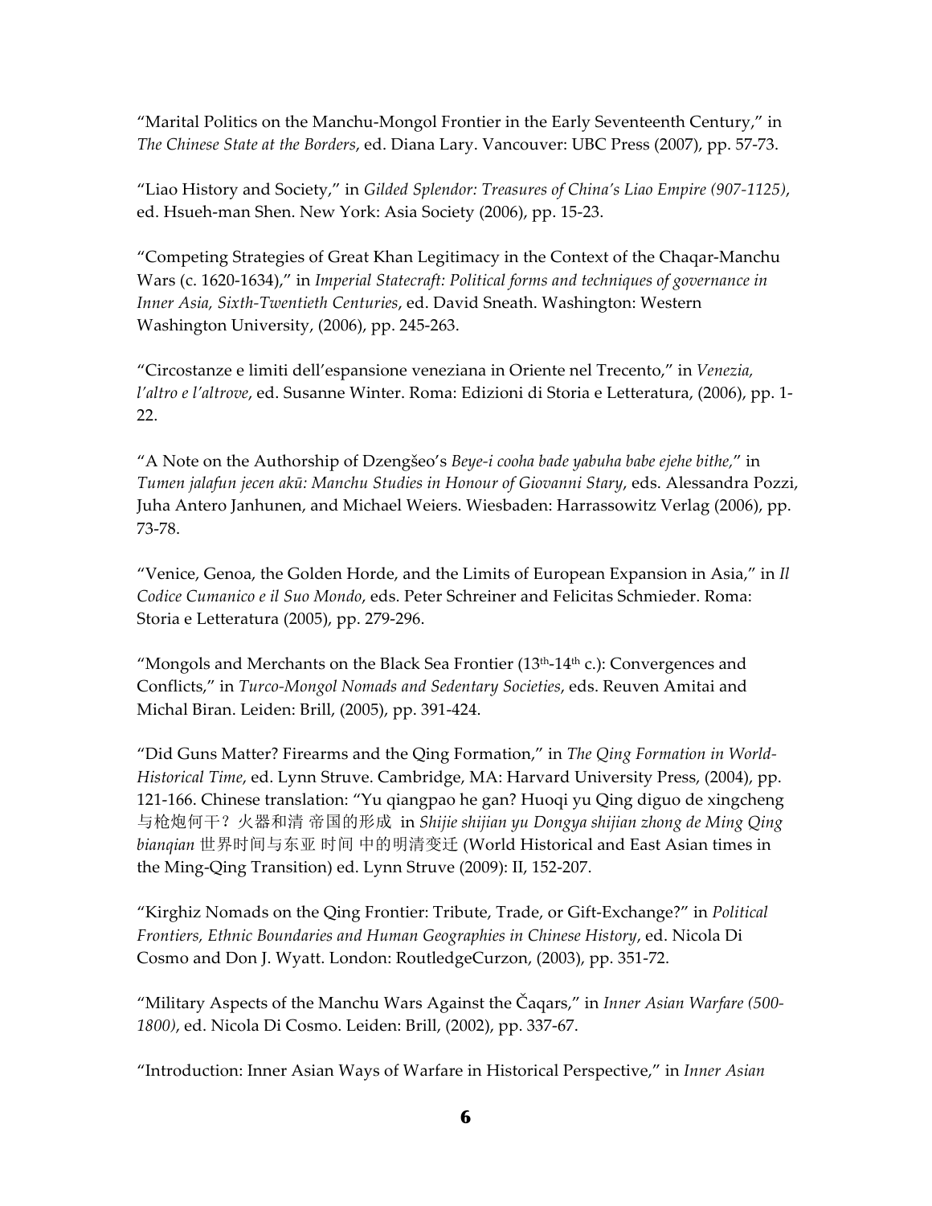"Marital Politics on the Manchu-Mongol Frontier in the Early Seventeenth Century," in *The Chinese State at the Borders*, ed. Diana Lary. Vancouver: UBC Press (2007), pp. 57-73.

"Liao History and Society," in *Gilded Splendor: Treasures of China's Liao Empire (907-1125)*, ed. Hsueh-man Shen. New York: Asia Society (2006), pp. 15-23.

"Competing Strategies of Great Khan Legitimacy in the Context of the Chaqar-Manchu Wars (c. 1620-1634)," in *Imperial Statecraft: Political forms and techniques of governance in Inner Asia, Sixth-Twentieth Centuries*, ed. David Sneath. Washington: Western Washington University, (2006), pp. 245-263.

"Circostanze e limiti dell'espansione veneziana in Oriente nel Trecento," in *Venezia, l'altro e l'altrove*, ed. Susanne Winter. Roma: Edizioni di Storia e Letteratura, (2006), pp. 1-22.

"A Note on the Authorship of Dzengšeo's *Beye-i cooha bade yabuha babe ejehe bithe*," in *Tumen jalafun jecen akū: Manchu Studies in Honour of Giovanni Stary*, eds. Alessandra Pozzi, Juha Antero Janhunen, and Michael Weiers. Wiesbaden: Harrassowitz Verlag (2006), pp. 73-78.

"Venice, Genoa, the Golden Horde, and the Limits of European Expansion in Asia," in *Il Codice Cumanico e il Suo Mondo*, eds. Peter Schreiner and Felicitas Schmieder. Roma: Storia e Letteratura (2005), pp. 279-296.

"Mongols and Merchants on the Black Sea Frontier (13th-14th c.): Convergences and Conflicts," in *Turco-Mongol Nomads and Sedentary Societies*, eds. Reuven Amitai and Michal Biran. Leiden: Brill, (2005), pp. 391-424.

"Did Guns Matter? Firearms and the Qing Formation," in *The Qing Formation in World-Historical Time*, ed. Lynn Struve. Cambridge, MA: Harvard University Press, (2004), pp. 121-166. Chinese translation: "Yu qiangpao he gan? Huoqi yu Qing diguo de xingcheng 与枪炮何干？火器和清 帝国的形成 in *Shijie shijian yu Dongya shijian zhong de Ming Qing bianqian* 世界时间与东亚 时间 中的明清变迁 (World Historical and East Asian times in the Ming-Qing Transition) ed. Lynn Struve (2009): II, 152-207.

"Kirghiz Nomads on the Qing Frontier: Tribute, Trade, or Gift-Exchange?" in *Political Frontiers, Ethnic Boundaries and Human Geographies in Chinese History*, ed. Nicola Di Cosmo and Don J. Wyatt. London: RoutledgeCurzon, (2003), pp. 351-72.

"Military Aspects of the Manchu Wars Against the Čaqars," in *Inner Asian Warfare (500-1800)*, ed. Nicola Di Cosmo. Leiden: Brill, (2002), pp. 337-67.

"Introduction: Inner Asian Ways of Warfare in Historical Perspective," in *Inner Asian*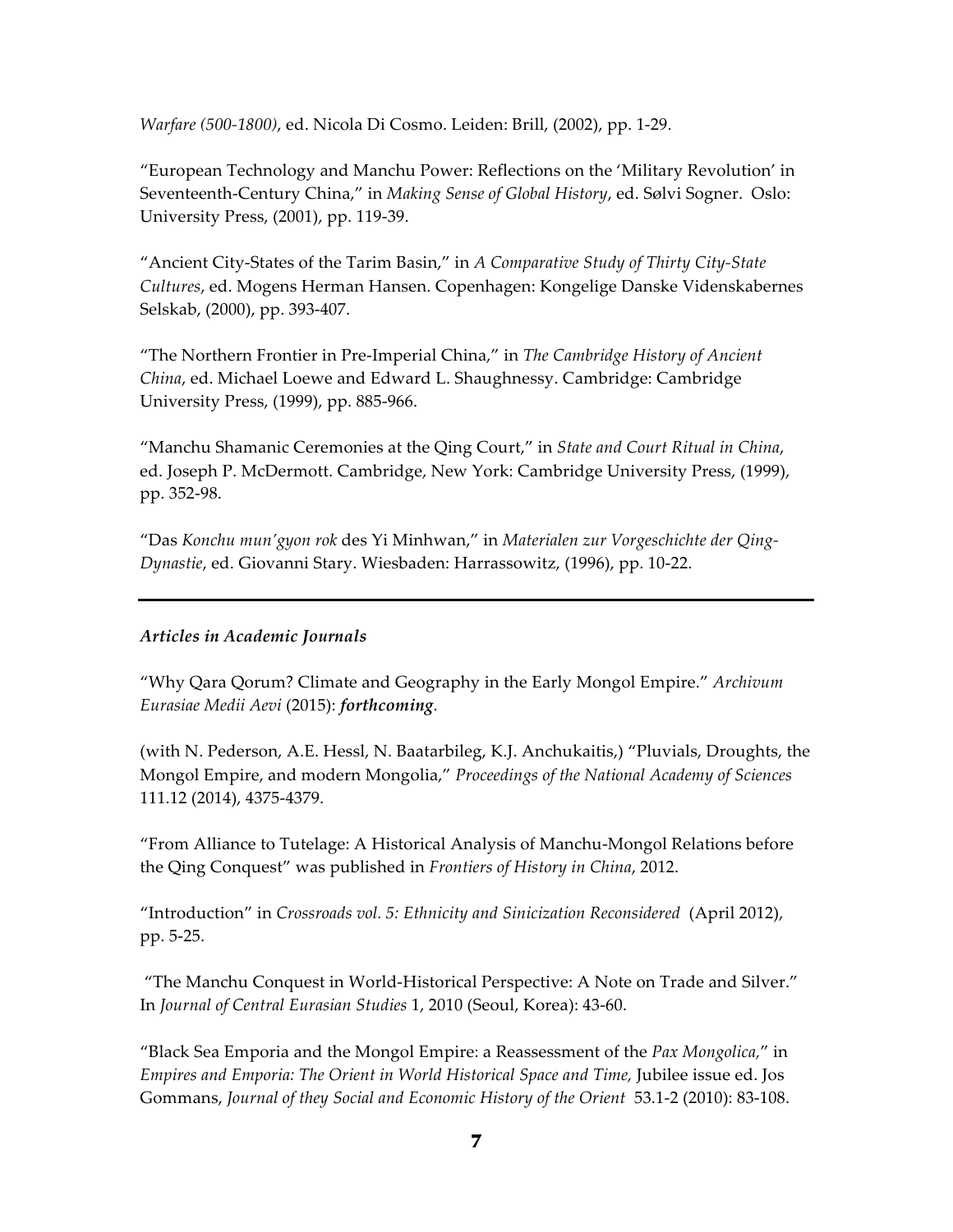*Warfare (500-1800)*, ed. Nicola Di Cosmo. Leiden: Brill, (2002), pp. 1-29.

"European Technology and Manchu Power: Reflections on the 'Military Revolution' in Seventeenth-Century China," in *Making Sense of Global History*, ed. Sølvi Sogner. Oslo: University Press, (2001), pp. 119-39.

"Ancient City-States of the Tarim Basin," in *A Comparative Study of Thirty City-State Cultures*, ed. Mogens Herman Hansen. Copenhagen: Kongelige Danske Videnskabernes Selskab, (2000), pp. 393-407.

"The Northern Frontier in Pre-Imperial China," in *The Cambridge History of Ancient China*, ed. Michael Loewe and Edward L. Shaughnessy. Cambridge: Cambridge University Press, (1999), pp. 885-966.

"Manchu Shamanic Ceremonies at the Qing Court," in *State and Court Ritual in China*, ed. Joseph P. McDermott. Cambridge, New York: Cambridge University Press, (1999), pp. 352-98.

"Das *Konchu mun'gyon rok* des Yi Minhwan," in *Materialen zur Vorgeschichte der Qing-Dynastie*, ed. Giovanni Stary. Wiesbaden: Harrassowitz, (1996), pp. 10-22.

---

***Articles in Academic Journals***

"Why Qara Qorum? Climate and Geography in the Early Mongol Empire." *Archivum Eurasiae Medii Aevi* (2015): ***forthcoming***.

(with N. Pederson, A.E. Hessl, N. Baatarbileg, K.J. Anchukaitis,) "Pluvials, Droughts, the Mongol Empire, and modern Mongolia," *Proceedings of the National Academy of Sciences* 111.12 (2014), 4375-4379.

"From Alliance to Tutelage: A Historical Analysis of Manchu-Mongol Relations before the Qing Conquest" was published in *Frontiers of History in China*, 2012.

"Introduction" in *Crossroads vol. 5: Ethnicity and Sinicization Reconsidered* (April 2012), pp. 5-25.

"The Manchu Conquest in World-Historical Perspective: A Note on Trade and Silver." In *Journal of Central Eurasian Studies* 1, 2010 (Seoul, Korea): 43-60.

"Black Sea Emporia and the Mongol Empire: a Reassessment of the *Pax Mongolica,*" in *Empires and Emporia: The Orient in World Historical Space and Time,* Jubilee issue ed. Jos Gommans, *Journal of they Social and Economic History of the Orient* 53.1-2 (2010): 83-108.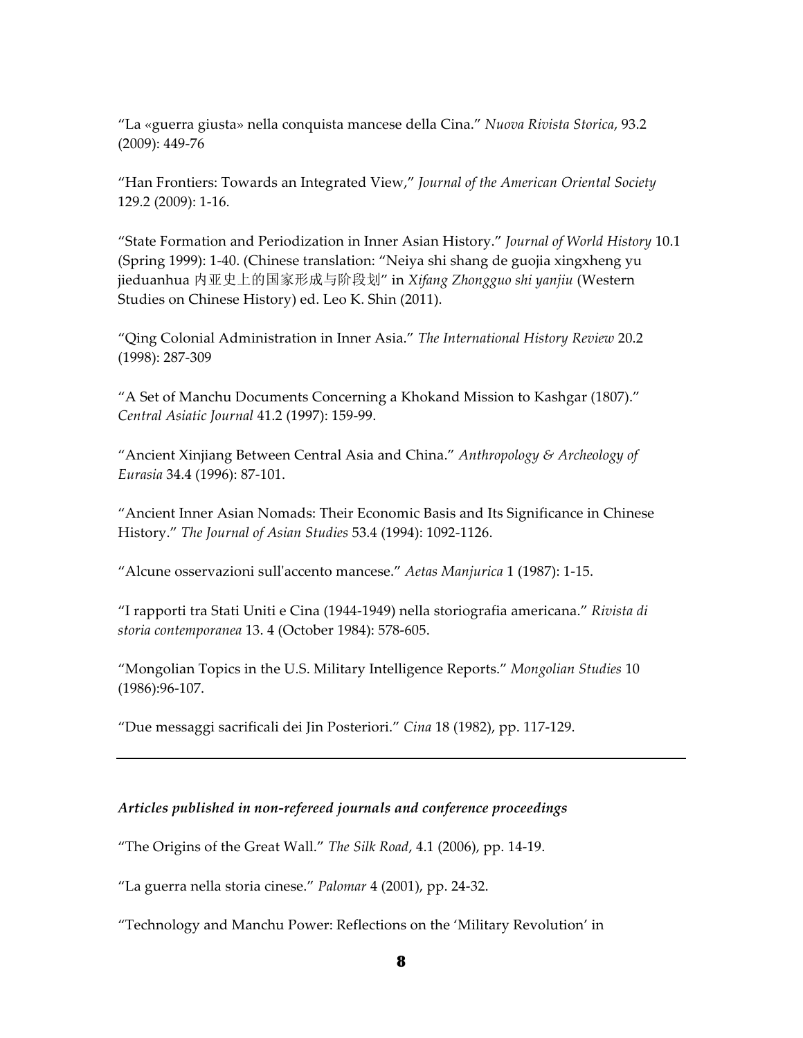"La «guerra giusta» nella conquista mancese della Cina." *Nuova Rivista Storica*, 93.2 (2009): 449-76

"Han Frontiers: Towards an Integrated View," *Journal of the American Oriental Society* 129.2 (2009): 1-16.

"State Formation and Periodization in Inner Asian History." *Journal of World History* 10.1 (Spring 1999): 1-40. (Chinese translation: "Neiya shi shang de guojia xingxheng yu jieduanhua 内亚史上的国家形成与阶段划" in *Xifang Zhongguo shi yanjiu* (Western Studies on Chinese History) ed. Leo K. Shin (2011).

"Qing Colonial Administration in Inner Asia." *The International History Review* 20.2 (1998): 287-309

"A Set of Manchu Documents Concerning a Khokand Mission to Kashgar (1807)." *Central Asiatic Journal* 41.2 (1997): 159-99.

"Ancient Xinjiang Between Central Asia and China." *Anthropology & Archeology of Eurasia* 34.4 (1996): 87-101.

"Ancient Inner Asian Nomads: Their Economic Basis and Its Significance in Chinese History." *The Journal of Asian Studies* 53.4 (1994): 1092-1126.

"Alcune osservazioni sull'accento mancese." *Aetas Manjurica* 1 (1987): 1-15.

"I rapporti tra Stati Uniti e Cina (1944-1949) nella storiografia americana." *Rivista di storia contemporanea* 13. 4 (October 1984): 578-605.

"Mongolian Topics in the U.S. Military Intelligence Reports." *Mongolian Studies* 10 (1986):96-107.

"Due messaggi sacrificali dei Jin Posteriori." *Cina* 18 (1982), pp. 117-129.

---

***Articles published in non-refereed journals and conference proceedings***

"The Origins of the Great Wall." *The Silk Road*, 4.1 (2006), pp. 14-19.

"La guerra nella storia cinese." *Palomar* 4 (2001), pp. 24-32.

"Technology and Manchu Power: Reflections on the 'Military Revolution' in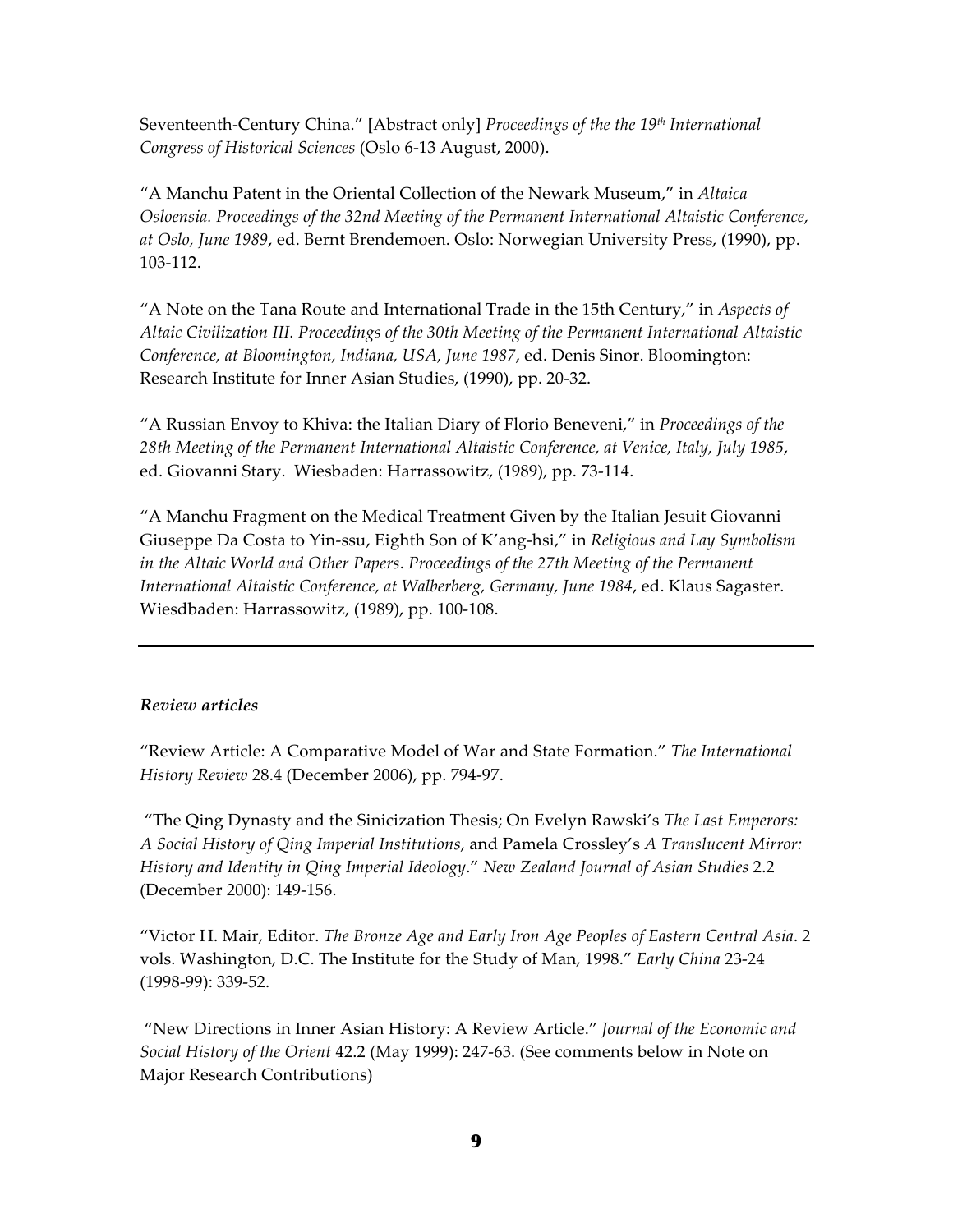Seventeenth-Century China." [Abstract only] *Proceedings of the the 19th International Congress of Historical Sciences* (Oslo 6-13 August, 2000).

"A Manchu Patent in the Oriental Collection of the Newark Museum," in *Altaica Osloensia. Proceedings of the 32nd Meeting of the Permanent International Altaistic Conference, at Oslo, June 1989*, ed. Bernt Brendemoen. Oslo: Norwegian University Press, (1990), pp. 103-112.

"A Note on the Tana Route and International Trade in the 15th Century," in *Aspects of Altaic Civilization III. Proceedings of the 30th Meeting of the Permanent International Altaistic Conference, at Bloomington, Indiana, USA, June 1987*, ed. Denis Sinor. Bloomington: Research Institute for Inner Asian Studies, (1990), pp. 20-32.

"A Russian Envoy to Khiva: the Italian Diary of Florio Beneveni," in *Proceedings of the 28th Meeting of the Permanent International Altaistic Conference, at Venice, Italy, July 1985*, ed. Giovanni Stary. Wiesbaden: Harrassowitz, (1989), pp. 73-114.

"A Manchu Fragment on the Medical Treatment Given by the Italian Jesuit Giovanni Giuseppe Da Costa to Yin-ssu, Eighth Son of K'ang-hsi," in *Religious and Lay Symbolism in the Altaic World and Other Papers*. *Proceedings of the 27th Meeting of the Permanent International Altaistic Conference, at Walberberg, Germany, June 1984*, ed. Klaus Sagaster. Wiesdbaden: Harrassowitz, (1989), pp. 100-108.

---

***Review articles***

"Review Article: A Comparative Model of War and State Formation." *The International History Review* 28.4 (December 2006), pp. 794-97.

"The Qing Dynasty and the Sinicization Thesis; On Evelyn Rawski's *The Last Emperors: A Social History of Qing Imperial Institutions*, and Pamela Crossley's *A Translucent Mirror: History and Identity in Qing Imperial Ideology*." *New Zealand Journal of Asian Studies* 2.2 (December 2000): 149-156.

"Victor H. Mair, Editor. *The Bronze Age and Early Iron Age Peoples of Eastern Central Asia*. 2 vols. Washington, D.C. The Institute for the Study of Man, 1998." *Early China* 23-24 (1998-99): 339-52.

"New Directions in Inner Asian History: A Review Article." *Journal of the Economic and Social History of the Orient* 42.2 (May 1999): 247-63. (See comments below in Note on Major Research Contributions)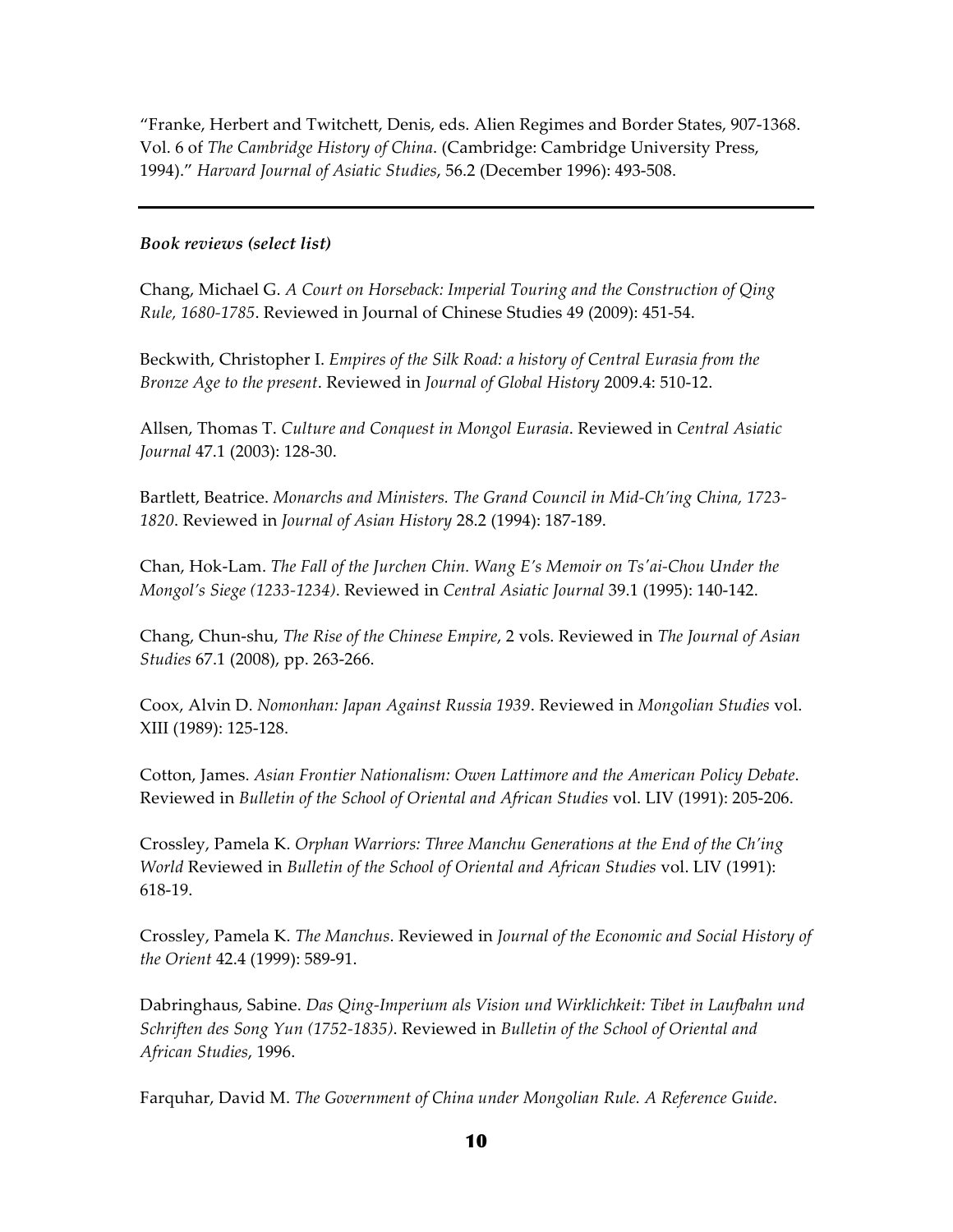"Franke, Herbert and Twitchett, Denis, eds. Alien Regimes and Border States, 907-1368. Vol. 6 of *The Cambridge History of China*. (Cambridge: Cambridge University Press, 1994)." *Harvard Journal of Asiatic Studies*, 56.2 (December 1996): 493-508.

---

***Book reviews (select list)***

Chang, Michael G. *A Court on Horseback: Imperial Touring and the Construction of Qing Rule, 1680-1785*. Reviewed in Journal of Chinese Studies 49 (2009): 451-54.

Beckwith, Christopher I. *Empires of the Silk Road: a history of Central Eurasia from the Bronze Age to the present*. Reviewed in *Journal of Global History* 2009.4: 510-12.

Allsen, Thomas T. *Culture and Conquest in Mongol Eurasia*. Reviewed in *Central Asiatic Journal* 47.1 (2003): 128-30.

Bartlett, Beatrice. *Monarchs and Ministers. The Grand Council in Mid-Ch'ing China, 1723-1820*. Reviewed in *Journal of Asian History* 28.2 (1994): 187-189.

Chan, Hok-Lam. *The Fall of the Jurchen Chin. Wang E's Memoir on Ts'ai-Chou Under the Mongol's Siege (1233-1234)*. Reviewed in *Central Asiatic Journal* 39.1 (1995): 140-142.

Chang, Chun-shu, *The Rise of the Chinese Empire*, 2 vols. Reviewed in *The Journal of Asian Studies* 67.1 (2008), pp. 263-266.

Coox, Alvin D. *Nomonhan: Japan Against Russia 1939*. Reviewed in *Mongolian Studies* vol. XIII (1989): 125-128.

Cotton, James. *Asian Frontier Nationalism: Owen Lattimore and the American Policy Debate*. Reviewed in *Bulletin of the School of Oriental and African Studies* vol. LIV (1991): 205-206.

Crossley, Pamela K. *Orphan Warriors: Three Manchu Generations at the End of the Ch'ing World* Reviewed in *Bulletin of the School of Oriental and African Studies* vol. LIV (1991): 618-19.

Crossley, Pamela K. *The Manchus*. Reviewed in *Journal of the Economic and Social History of the Orient* 42.4 (1999): 589-91.

Dabringhaus, Sabine. *Das Qing-Imperium als Vision und Wirklichkeit: Tibet in Laufbahn und Schriften des Song Yun (1752-1835)*. Reviewed in *Bulletin of the School of Oriental and African Studies*, 1996.

Farquhar, David M. *The Government of China under Mongolian Rule. A Reference Guide*.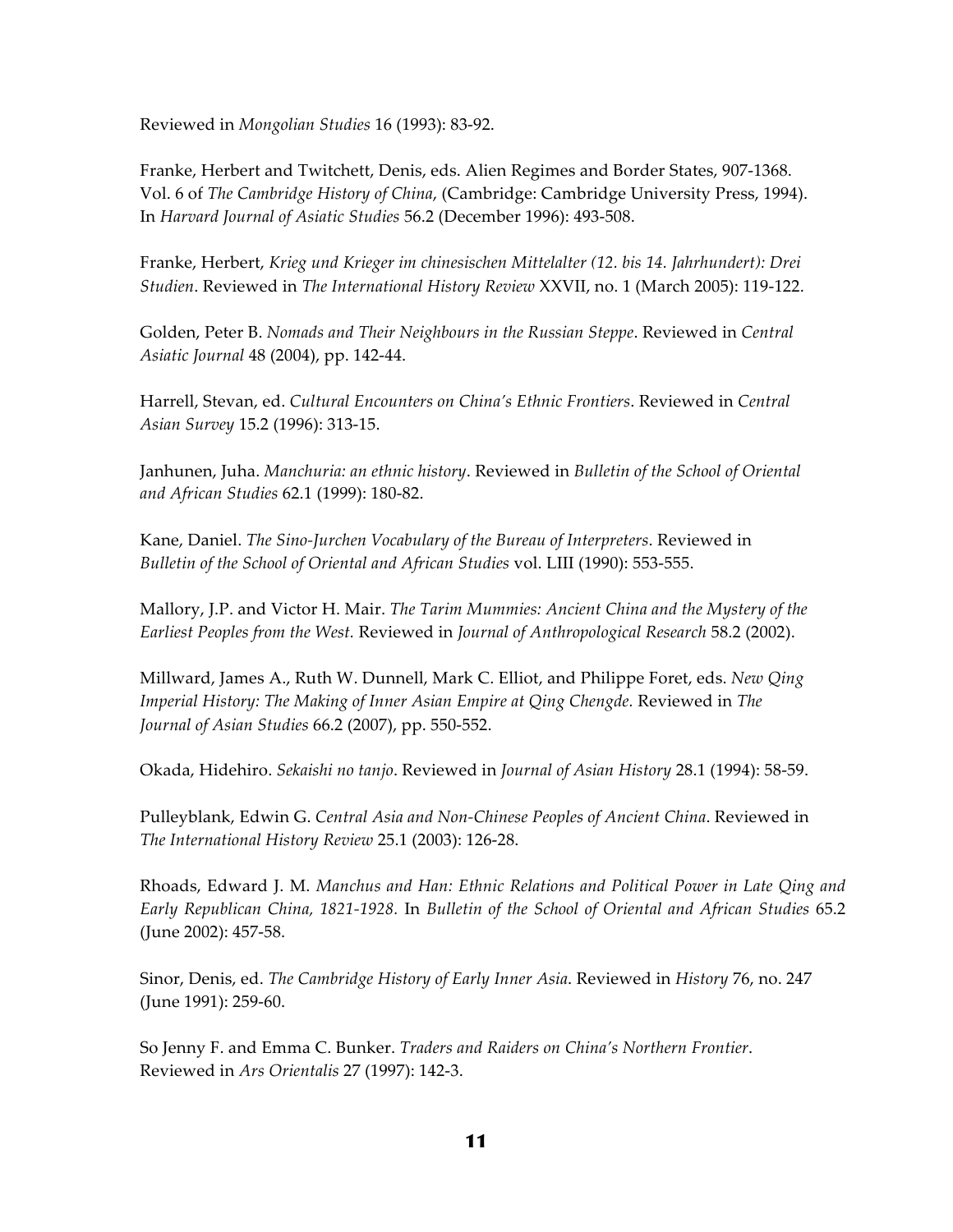Reviewed in *Mongolian Studies* 16 (1993): 83-92.

Franke, Herbert and Twitchett, Denis, eds. Alien Regimes and Border States, 907-1368. Vol. 6 of *The Cambridge History of China*, (Cambridge: Cambridge University Press, 1994). In *Harvard Journal of Asiatic Studies* 56.2 (December 1996): 493-508.

Franke, Herbert, *Krieg und Krieger im chinesischen Mittelalter (12. bis 14. Jahrhundert): Drei Studien*. Reviewed in *The International History Review* XXVII, no. 1 (March 2005): 119-122.

Golden, Peter B. *Nomads and Their Neighbours in the Russian Steppe*. Reviewed in *Central Asiatic Journal* 48 (2004), pp. 142-44.

Harrell, Stevan, ed. *Cultural Encounters on China's Ethnic Frontiers*. Reviewed in *Central Asian Survey* 15.2 (1996): 313-15.

Janhunen, Juha. *Manchuria: an ethnic history*. Reviewed in *Bulletin of the School of Oriental and African Studies* 62.1 (1999): 180-82.

Kane, Daniel. *The Sino-Jurchen Vocabulary of the Bureau of Interpreters*. Reviewed in *Bulletin of the School of Oriental and African Studies* vol. LIII (1990): 553-555.

Mallory, J.P. and Victor H. Mair. *The Tarim Mummies: Ancient China and the Mystery of the Earliest Peoples from the West.* Reviewed in *Journal of Anthropological Research* 58.2 (2002).

Millward, James A., Ruth W. Dunnell, Mark C. Elliot, and Philippe Foret, eds. *New Qing Imperial History: The Making of Inner Asian Empire at Qing Chengde.* Reviewed in *The Journal of Asian Studies* 66.2 (2007), pp. 550-552.

Okada, Hidehiro. *Sekaishi no tanjo*. Reviewed in *Journal of Asian History* 28.1 (1994): 58-59.

Pulleyblank, Edwin G. *Central Asia and Non-Chinese Peoples of Ancient China*. Reviewed in *The International History Review* 25.1 (2003): 126-28.

Rhoads, Edward J. M. *Manchus and Han: Ethnic Relations and Political Power in Late Qing and Early Republican China, 1821-1928.* In *Bulletin of the School of Oriental and African Studies* 65.2 (June 2002): 457-58.

Sinor, Denis, ed. *The Cambridge History of Early Inner Asia*. Reviewed in *History* 76, no. 247 (June 1991): 259-60.

So Jenny F. and Emma C. Bunker. *Traders and Raiders on China's Northern Frontier*. Reviewed in *Ars Orientalis* 27 (1997): 142-3.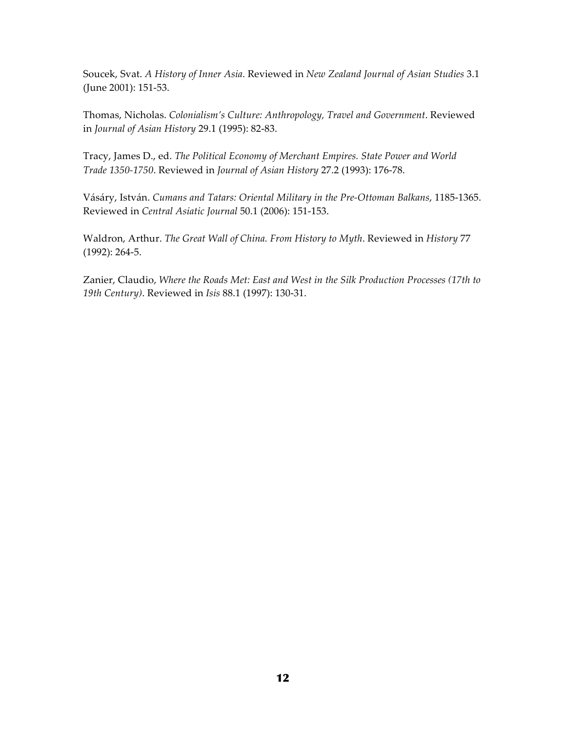Soucek, Svat. *A History of Inner Asia*. Reviewed in *New Zealand Journal of Asian Studies* 3.1 (June 2001): 151-53.

Thomas, Nicholas. *Colonialism's Culture: Anthropology, Travel and Government*. Reviewed in *Journal of Asian History* 29.1 (1995): 82-83.

Tracy, James D., ed. *The Political Economy of Merchant Empires. State Power and World Trade 1350-1750*. Reviewed in *Journal of Asian History* 27.2 (1993): 176-78.

Vásáry, István. *Cumans and Tatars: Oriental Military in the Pre-Ottoman Balkans*, 1185-1365. Reviewed in *Central Asiatic Journal* 50.1 (2006): 151-153.

Waldron, Arthur. *The Great Wall of China. From History to Myth*. Reviewed in *History* 77 (1992): 264-5.

Zanier, Claudio, *Where the Roads Met: East and West in the Silk Production Processes (17th to 19th Century)*. Reviewed in *Isis* 88.1 (1997): 130-31.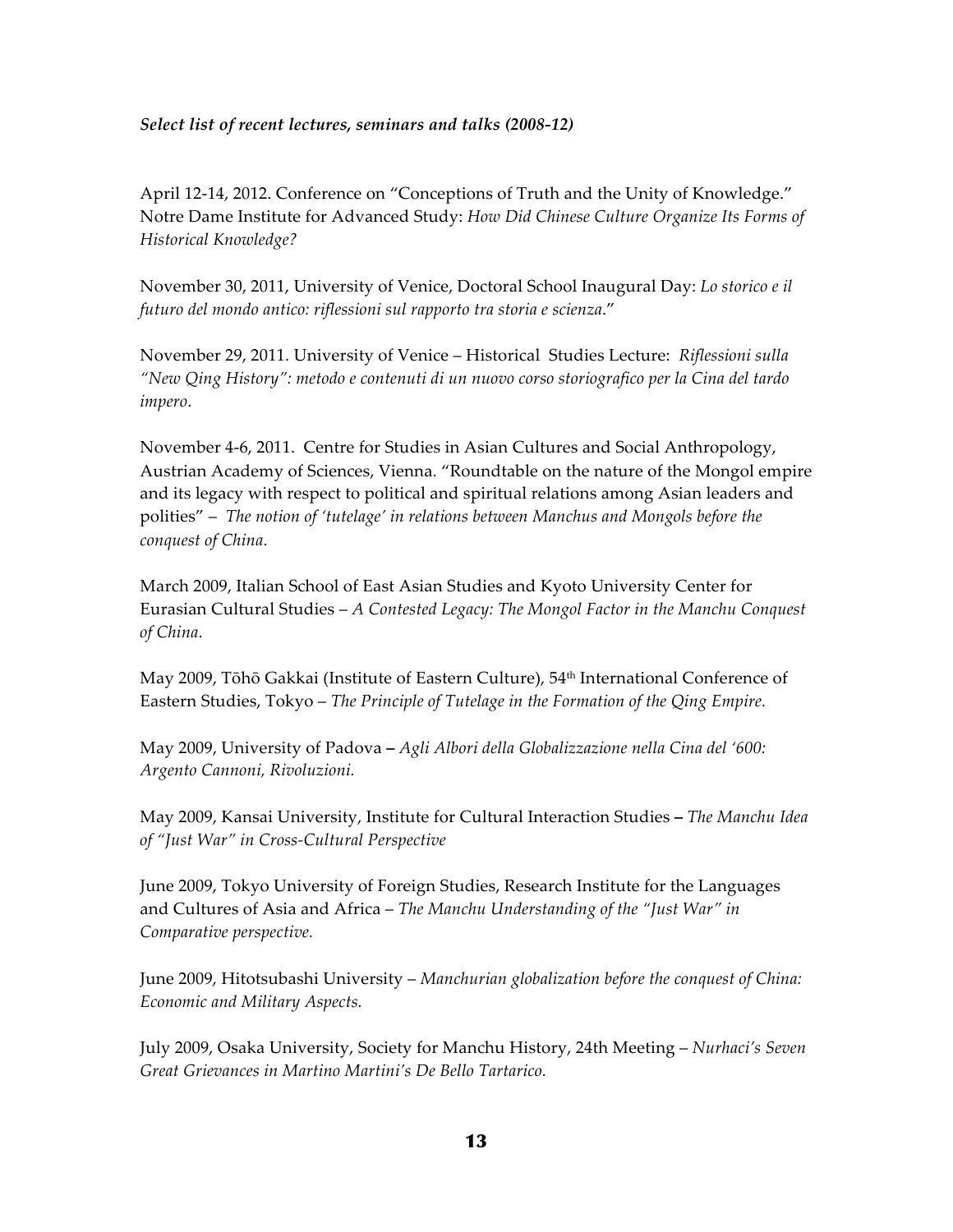***Select list of recent lectures, seminars and talks (2008-12)***

April 12-14, 2012. Conference on "Conceptions of Truth and the Unity of Knowledge." Notre Dame Institute for Advanced Study: *How Did Chinese Culture Organize Its Forms of Historical Knowledge?*

November 30, 2011, University of Venice, Doctoral School Inaugural Day: *Lo storico e il futuro del mondo antico: riflessioni sul rapporto tra storia e scienza*."

November 29, 2011. University of Venice – Historical Studies Lecture: *Riflessioni sulla "New Qing History": metodo e contenuti di un nuovo corso storiografico per la Cina del tardo impero*.

November 4-6, 2011. Centre for Studies in Asian Cultures and Social Anthropology, Austrian Academy of Sciences, Vienna. "Roundtable on the nature of the Mongol empire and its legacy with respect to political and spiritual relations among Asian leaders and polities" – *The notion of 'tutelage' in relations between Manchus and Mongols before the conquest of China*.

March 2009, Italian School of East Asian Studies and Kyoto University Center for Eurasian Cultural Studies – *A Contested Legacy: The Mongol Factor in the Manchu Conquest of China*.

May 2009, Tōhō Gakkai (Institute of Eastern Culture), 54th International Conference of Eastern Studies, Tokyo – *The Principle of Tutelage in the Formation of the Qing Empire.*

May 2009, University of Padova – *Agli Albori della Globalizzazione nella Cina del '600: Argento Cannoni, Rivoluzioni.*

May 2009, Kansai University, Institute for Cultural Interaction Studies – *The Manchu Idea of "Just War" in Cross-Cultural Perspective*

June 2009, Tokyo University of Foreign Studies, Research Institute for the Languages and Cultures of Asia and Africa – *The Manchu Understanding of the "Just War" in Comparative perspective.*

June 2009, Hitotsubashi University – *Manchurian globalization before the conquest of China: Economic and Military Aspects.*

July 2009, Osaka University, Society for Manchu History, 24th Meeting – *Nurhaci's Seven Great Grievances in Martino Martini's De Bello Tartarico.*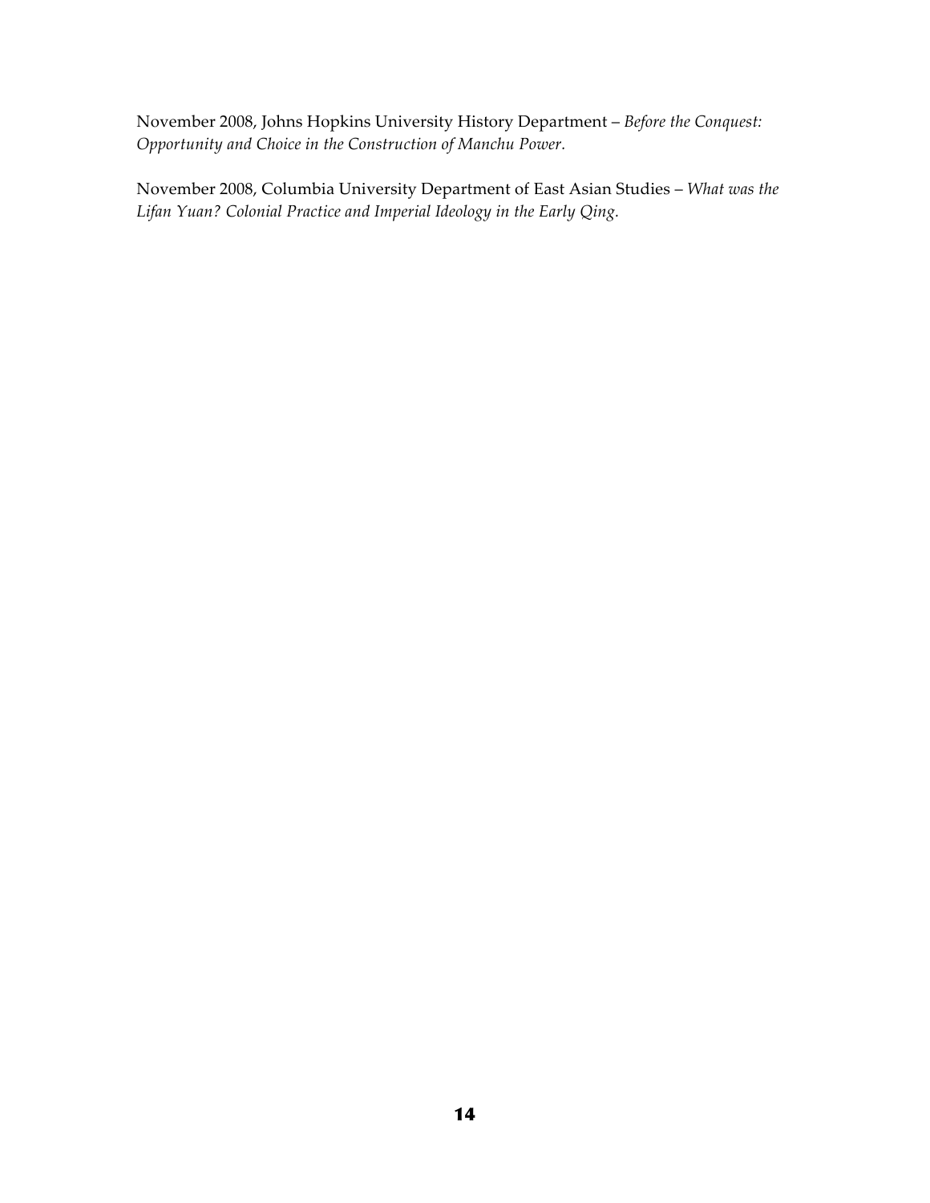November 2008, Johns Hopkins University History Department – *Before the Conquest: Opportunity and Choice in the Construction of Manchu Power*.

November 2008, Columbia University Department of East Asian Studies – *What was the Lifan Yuan? Colonial Practice and Imperial Ideology in the Early Qing*.